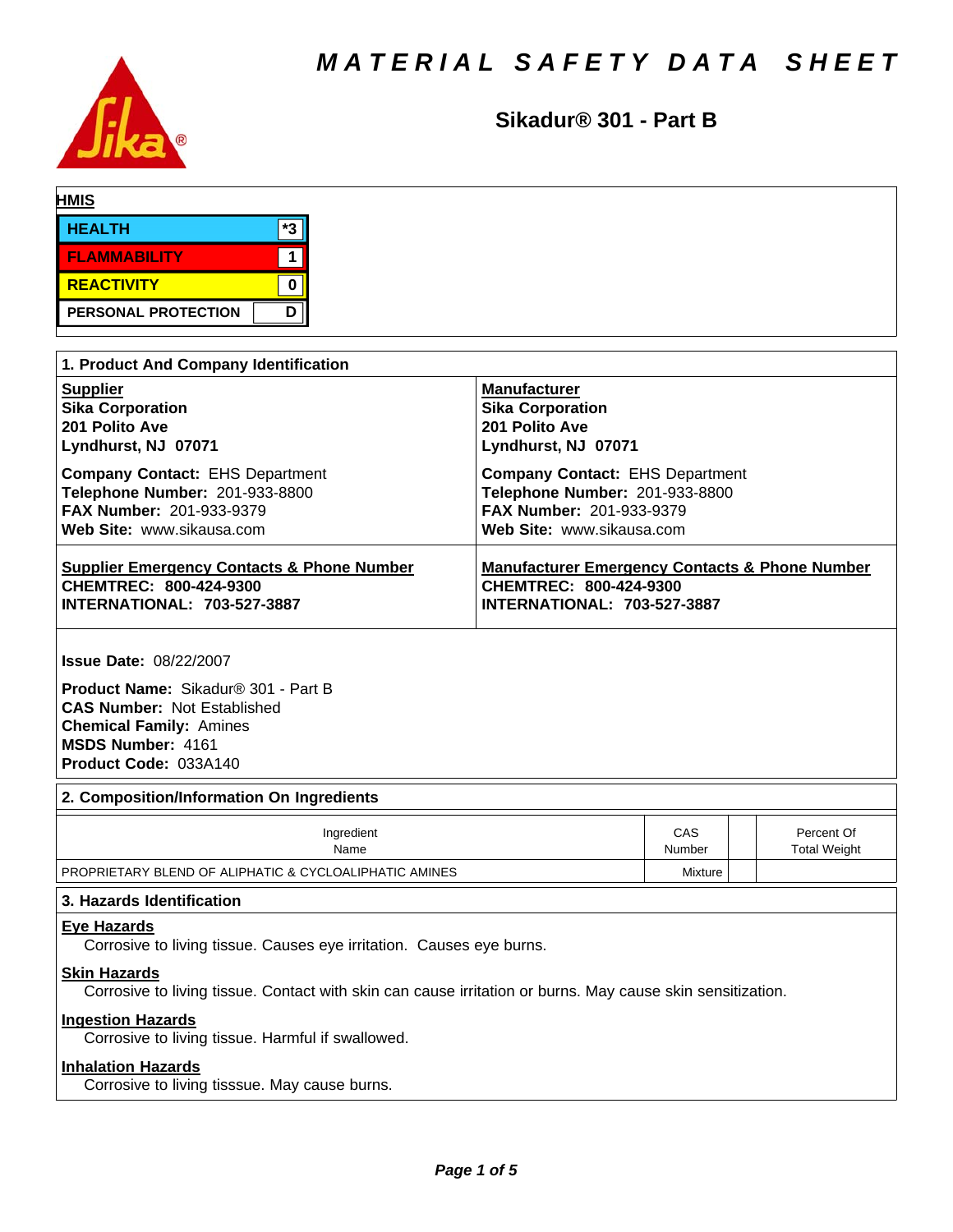# MATERIAL SAFETY DATA SHEET

## Sikadur® 301 - Part B

**HMIS**

| | |
|---|---|
| HEALTH | *3 |
| FLAMMABILITY | 1 |
| REACTIVITY | 0 |
| PERSONAL PROTECTION | D |

### 1. Product And Company Identification

**Supplier**
**Sika Corporation**
**201 Polito Ave**
**Lyndhurst, NJ 07071**

**Company Contact:** EHS Department
**Telephone Number:** 201-933-8800
**FAX Number:** 201-933-9379
**Web Site:** www.sikausa.com

**Manufacturer**
**Sika Corporation**
**201 Polito Ave**
**Lyndhurst, NJ 07071**

**Company Contact:** EHS Department
**Telephone Number:** 201-933-8800
**FAX Number:** 201-933-9379
**Web Site:** www.sikausa.com

**Supplier Emergency Contacts & Phone Number**
**CHEMTREC: 800-424-9300**
**INTERNATIONAL: 703-527-3887**

**Manufacturer Emergency Contacts & Phone Number**
**CHEMTREC: 800-424-9300**
**INTERNATIONAL: 703-527-3887**

**Issue Date:** 08/22/2007

**Product Name:** Sikadur® 301 - Part B
**CAS Number:** Not Established
**Chemical Family:** Amines
**MSDS Number:** 4161
**Product Code:** 033A140

### 2. Composition/Information On Ingredients

| Ingredient Name | CAS Number | | Percent Of Total Weight |
|---|---|---|---|
| PROPRIETARY BLEND OF ALIPHATIC & CYCLOALIPHATIC AMINES | Mixture | | |

### 3. Hazards Identification

**Eye Hazards**
Corrosive to living tissue. Causes eye irritation. Causes eye burns.

**Skin Hazards**
Corrosive to living tissue. Contact with skin can cause irritation or burns. May cause skin sensitization.

**Ingestion Hazards**
Corrosive to living tissue. Harmful if swallowed.

**Inhalation Hazards**
Corrosive to living tisssue. May cause burns.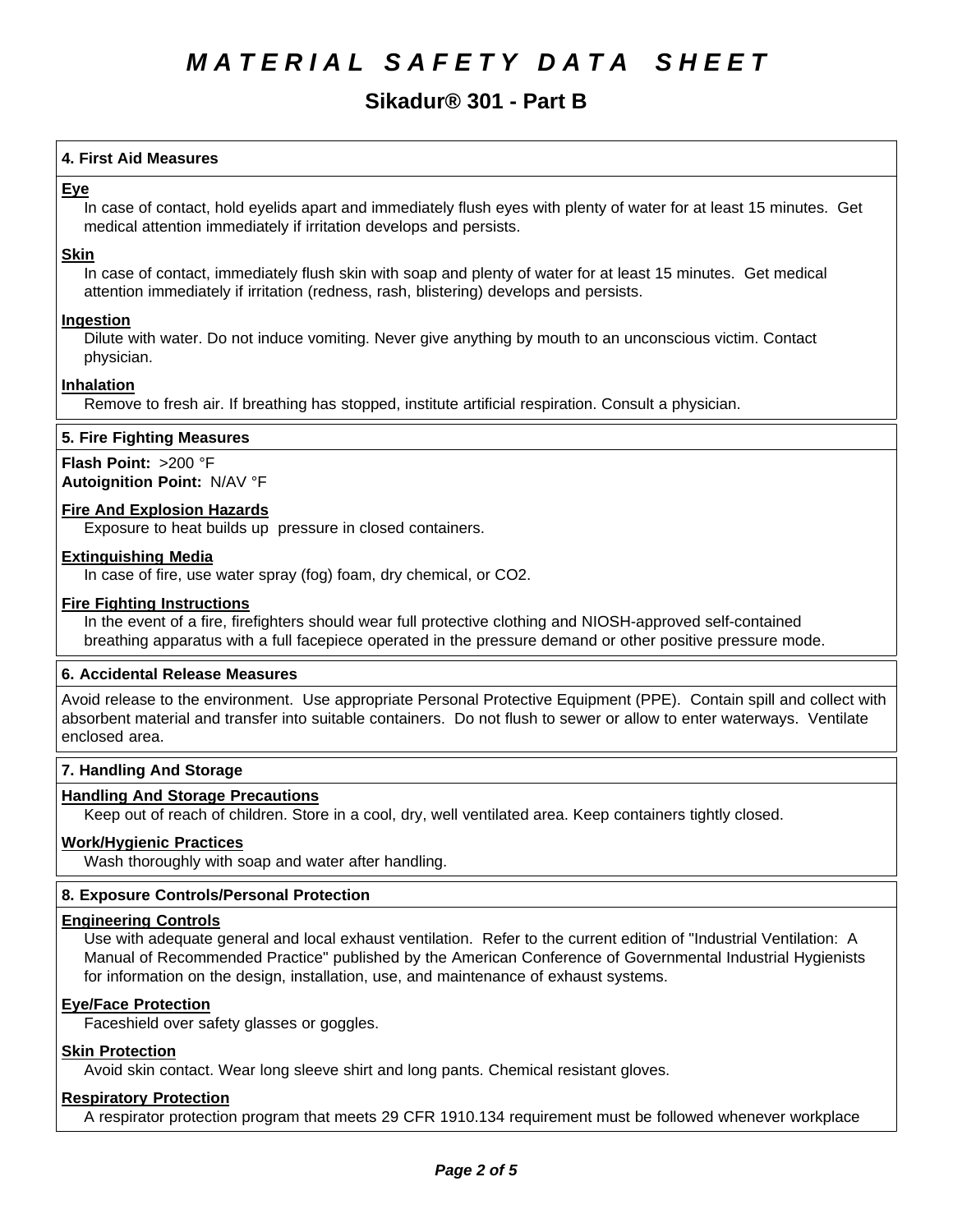# MATERIAL SAFETY DATA SHEET

## Sikadur® 301 - Part B

### 4. First Aid Measures

**Eye**

In case of contact, hold eyelids apart and immediately flush eyes with plenty of water for at least 15 minutes. Get medical attention immediately if irritation develops and persists.

**Skin**

In case of contact, immediately flush skin with soap and plenty of water for at least 15 minutes. Get medical attention immediately if irritation (redness, rash, blistering) develops and persists.

**Ingestion**

Dilute with water. Do not induce vomiting. Never give anything by mouth to an unconscious victim. Contact physician.

**Inhalation**

Remove to fresh air. If breathing has stopped, institute artificial respiration. Consult a physician.

### 5. Fire Fighting Measures

**Flash Point:** >200 °F
**Autoignition Point:** N/AV °F

**Fire And Explosion Hazards**

Exposure to heat builds up pressure in closed containers.

**Extinguishing Media**

In case of fire, use water spray (fog) foam, dry chemical, or $CO_2$.

**Fire Fighting Instructions**

In the event of a fire, firefighters should wear full protective clothing and NIOSH-approved self-contained breathing apparatus with a full facepiece operated in the pressure demand or other positive pressure mode.

### 6. Accidental Release Measures

Avoid release to the environment. Use appropriate Personal Protective Equipment (PPE). Contain spill and collect with absorbent material and transfer into suitable containers. Do not flush to sewer or allow to enter waterways. Ventilate enclosed area.

### 7. Handling And Storage

**Handling And Storage Precautions**

Keep out of reach of children. Store in a cool, dry, well ventilated area. Keep containers tightly closed.

**Work/Hygienic Practices**

Wash thoroughly with soap and water after handling.

### 8. Exposure Controls/Personal Protection

**Engineering Controls**

Use with adequate general and local exhaust ventilation. Refer to the current edition of "Industrial Ventilation: A Manual of Recommended Practice" published by the American Conference of Governmental Industrial Hygienists for information on the design, installation, use, and maintenance of exhaust systems.

**Eye/Face Protection**

Faceshield over safety glasses or goggles.

**Skin Protection**

Avoid skin contact. Wear long sleeve shirt and long pants. Chemical resistant gloves.

**Respiratory Protection**

A respirator protection program that meets 29 CFR 1910.134 requirement must be followed whenever workplace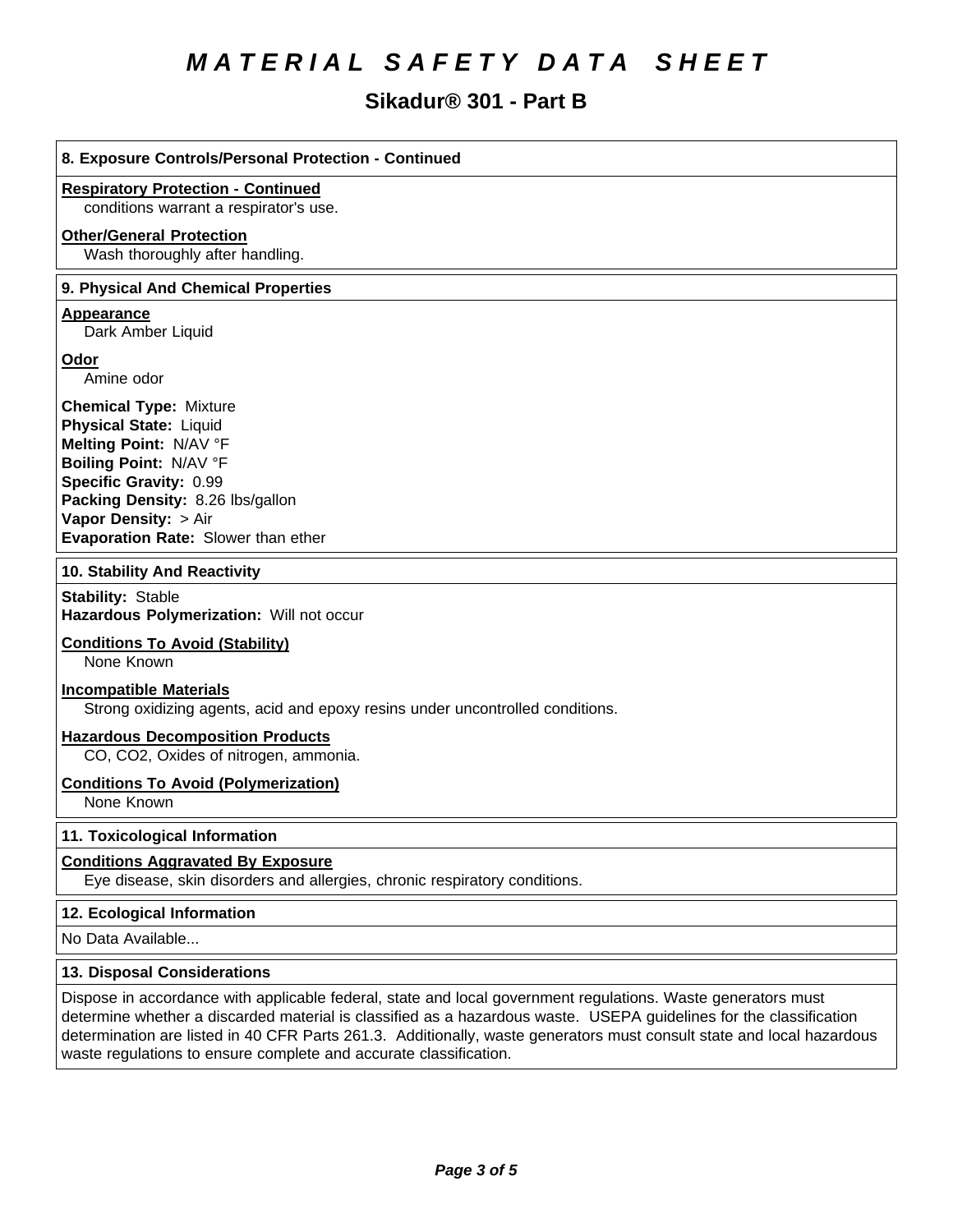# MATERIAL SAFETY DATA SHEET

## Sikadur® 301 - Part B

### 8. Exposure Controls/Personal Protection - Continued

**Respiratory Protection - Continued**

conditions warrant a respirator's use.

**Other/General Protection**

Wash thoroughly after handling.

### 9. Physical And Chemical Properties

**Appearance**

Dark Amber Liquid

**Odor**

Amine odor

**Chemical Type:** Mixture
**Physical State:** Liquid
**Melting Point:** N/AV °F
**Boiling Point:** N/AV °F
**Specific Gravity:** 0.99
**Packing Density:** 8.26 lbs/gallon
**Vapor Density:** > Air
**Evaporation Rate:** Slower than ether

### 10. Stability And Reactivity

**Stability:** Stable
**Hazardous Polymerization:** Will not occur

**Conditions To Avoid (Stability)**

None Known

**Incompatible Materials**

Strong oxidizing agents, acid and epoxy resins under uncontrolled conditions.

**Hazardous Decomposition Products**

CO, $CO_2$, Oxides of nitrogen, ammonia.

**Conditions To Avoid (Polymerization)**

None Known

### 11. Toxicological Information

**Conditions Aggravated By Exposure**

Eye disease, skin disorders and allergies, chronic respiratory conditions.

### 12. Ecological Information

No Data Available...

### 13. Disposal Considerations

Dispose in accordance with applicable federal, state and local government regulations. Waste generators must determine whether a discarded material is classified as a hazardous waste. USEPA guidelines for the classification determination are listed in 40 CFR Parts 261.3. Additionally, waste generators must consult state and local hazardous waste regulations to ensure complete and accurate classification.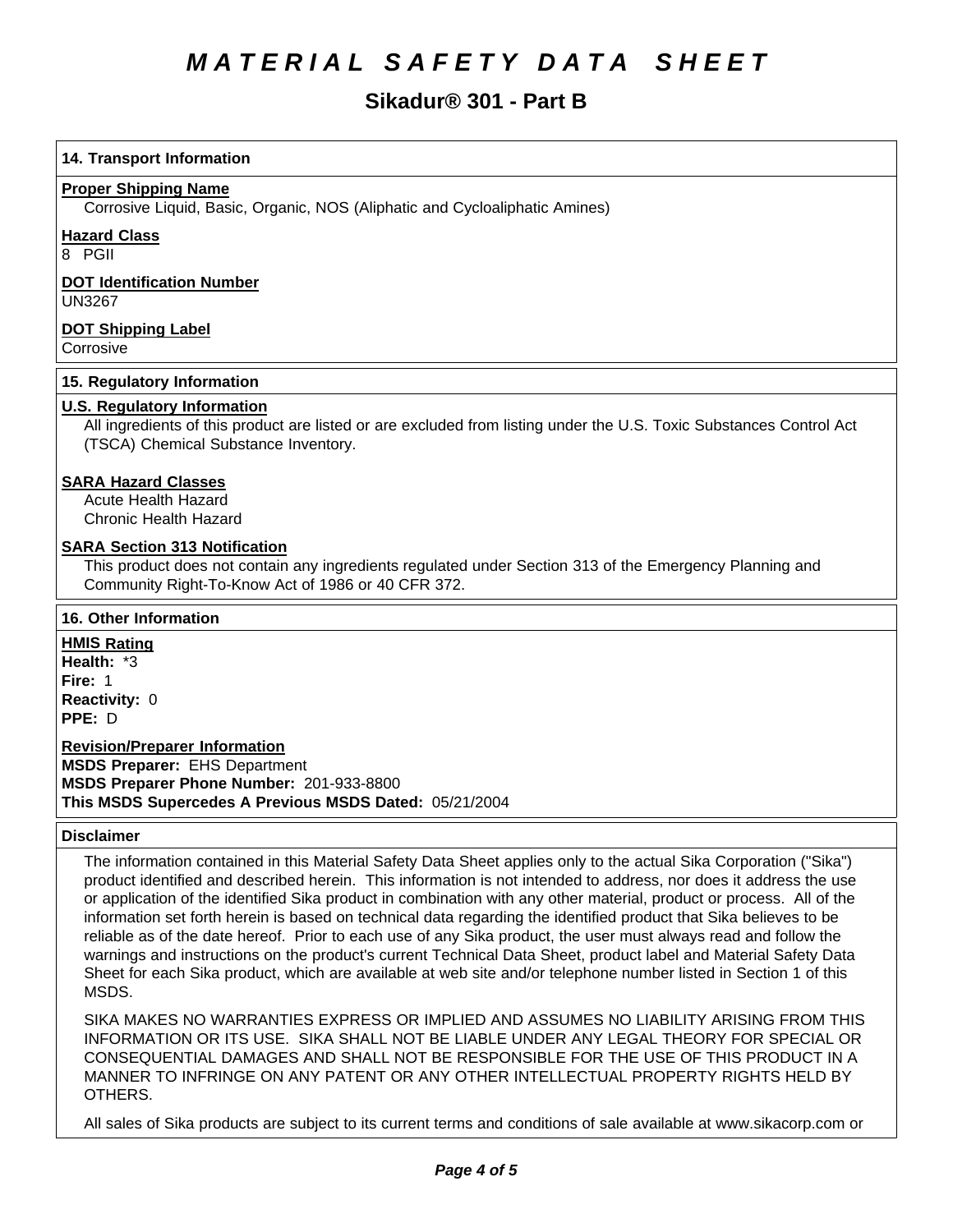## 14. Transport Information

**Proper Shipping Name**

Corrosive Liquid, Basic, Organic, NOS (Aliphatic and Cycloaliphatic Amines)

**Hazard Class**

8 PGII

**DOT Identification Number**

UN3267

**DOT Shipping Label**

Corrosive

## 15. Regulatory Information

**U.S. Regulatory Information**

All ingredients of this product are listed or are excluded from listing under the U.S. Toxic Substances Control Act (TSCA) Chemical Substance Inventory.

**SARA Hazard Classes**

Acute Health Hazard
Chronic Health Hazard

**SARA Section 313 Notification**

This product does not contain any ingredients regulated under Section 313 of the Emergency Planning and Community Right-To-Know Act of 1986 or 40 CFR 372.

## 16. Other Information

**HMIS Rating**

**Health:** *3
**Fire:** 1
**Reactivity:** 0
**PPE:** D

**Revision/Preparer Information**

**MSDS Preparer:** EHS Department
**MSDS Preparer Phone Number:** 201-933-8800
**This MSDS Supercedes A Previous MSDS Dated:** 05/21/2004

## Disclaimer

The information contained in this Material Safety Data Sheet applies only to the actual Sika Corporation ("Sika") product identified and described herein. This information is not intended to address, nor does it address the use or application of the identified Sika product in combination with any other material, product or process. All of the information set forth herein is based on technical data regarding the identified product that Sika believes to be reliable as of the date hereof. Prior to each use of any Sika product, the user must always read and follow the warnings and instructions on the product's current Technical Data Sheet, product label and Material Safety Data Sheet for each Sika product, which are available at web site and/or telephone number listed in Section 1 of this MSDS.

SIKA MAKES NO WARRANTIES EXPRESS OR IMPLIED AND ASSUMES NO LIABILITY ARISING FROM THIS INFORMATION OR ITS USE. SIKA SHALL NOT BE LIABLE UNDER ANY LEGAL THEORY FOR SPECIAL OR CONSEQUENTIAL DAMAGES AND SHALL NOT BE RESPONSIBLE FOR THE USE OF THIS PRODUCT IN A MANNER TO INFRINGE ON ANY PATENT OR ANY OTHER INTELLECTUAL PROPERTY RIGHTS HELD BY OTHERS.

All sales of Sika products are subject to its current terms and conditions of sale available at www.sikacorp.com or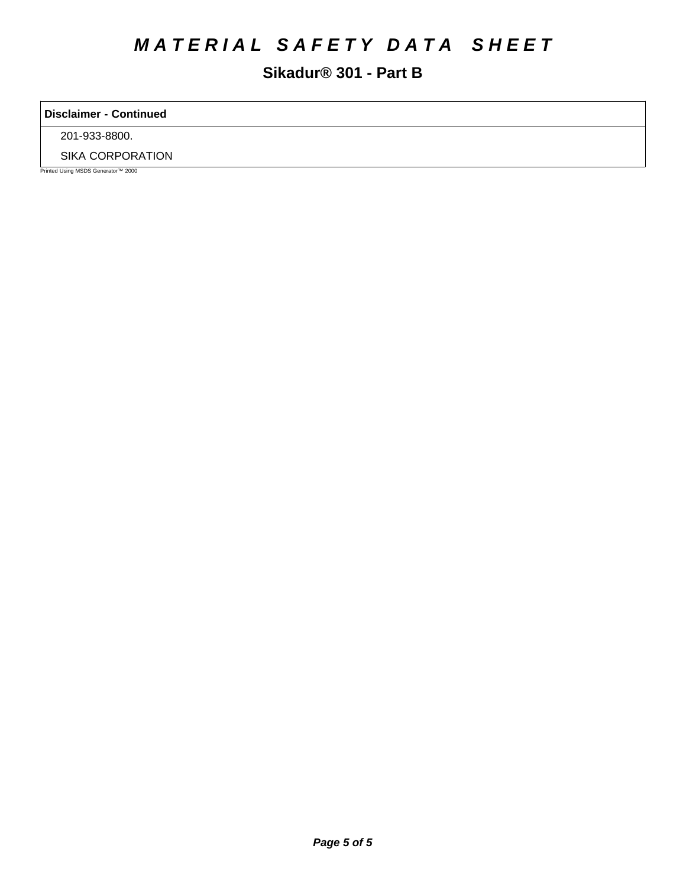**Disclaimer - Continued**

201-933-8800.

SIKA CORPORATION

Printed Using MSDS Generator™ 2000